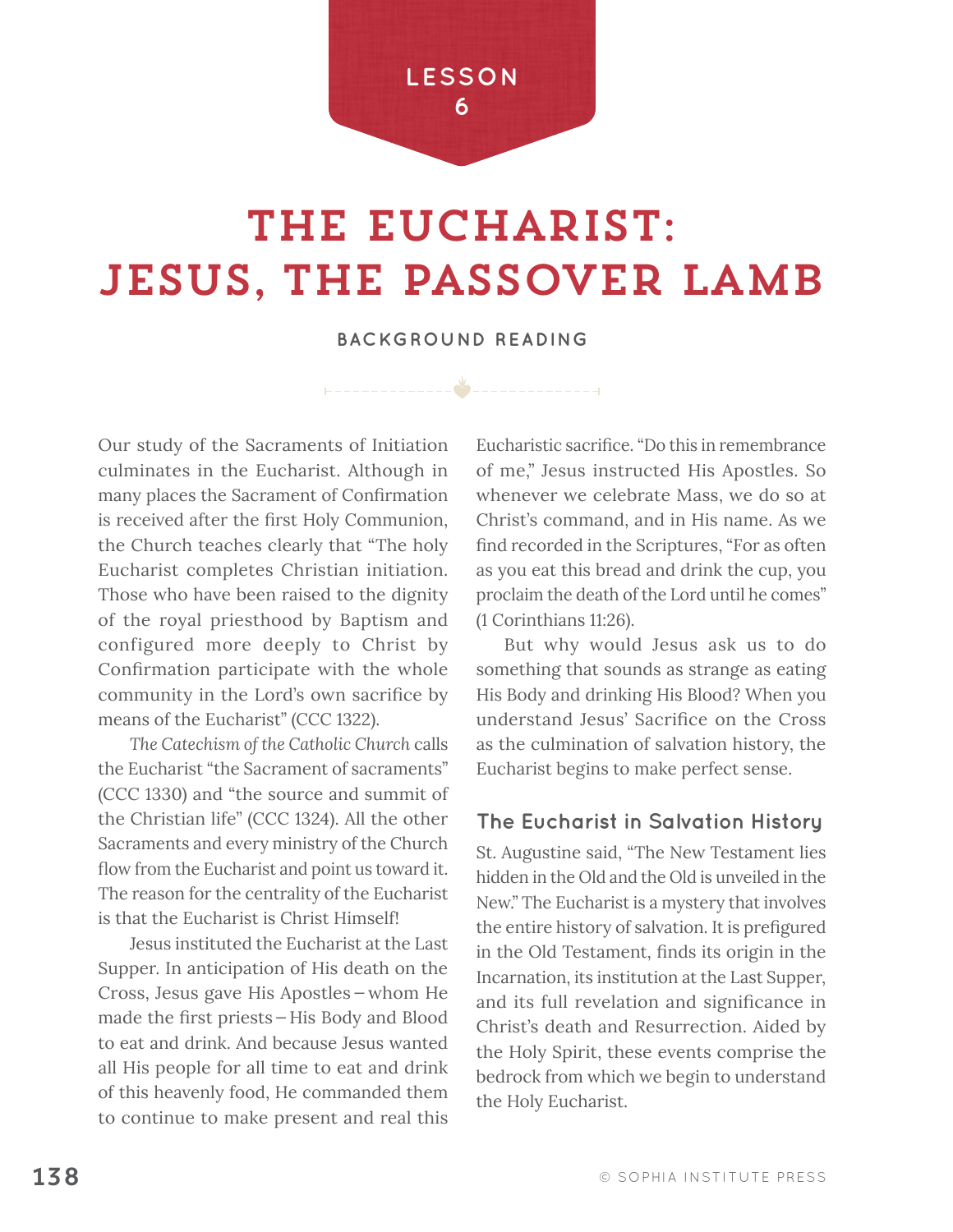LESSON 6

# THE EUCHARIST: JESUS, THE PASSOVER LAMB

## BACKGROUND READING

Our study of the Sacraments of Initiation culminates in the Eucharist. Although in many places the Sacrament of Confirmation is received after the first Holy Communion, the Church teaches clearly that "The holy Eucharist completes Christian initiation. Those who have been raised to the dignity of the royal priesthood by Baptism and configured more deeply to Christ by Confirmation participate with the whole community in the Lord's own sacrifice by means of the Eucharist" (CCC 1322).

*The Catechism of the Catholic Church* calls the Eucharist "the Sacrament of sacraments" (CCC 1330) and "the source and summit of the Christian life" (CCC 1324). All the other Sacraments and every ministry of the Church flow from the Eucharist and point us toward it. The reason for the centrality of the Eucharist is that the Eucharist is Christ Himself!

Jesus instituted the Eucharist at the Last Supper. In anticipation of His death on the Cross, Jesus gave His Apostles – whom He made the first priests – His Body and Blood to eat and drink. And because Jesus wanted all His people for all time to eat and drink of this heavenly food, He commanded them to continue to make present and real this Eucharistic sacrifice. "Do this in remembrance of me," Jesus instructed His Apostles. So whenever we celebrate Mass, we do so at Christ's command, and in His name. As we find recorded in the Scriptures, "For as often as you eat this bread and drink the cup, you proclaim the death of the Lord until he comes" (1 Corinthians 11:26).

But why would Jesus ask us to do something that sounds as strange as eating His Body and drinking His Blood? When you understand Jesus' Sacrifice on the Cross as the culmination of salvation history, the Eucharist begins to make perfect sense.

### The Eucharist in Salvation History

St. Augustine said, "The New Testament lies hidden in the Old and the Old is unveiled in the New." The Eucharist is a mystery that involves the entire history of salvation. It is prefigured in the Old Testament, finds its origin in the Incarnation, its institution at the Last Supper, and its full revelation and significance in Christ's death and Resurrection. Aided by the Holy Spirit, these events comprise the bedrock from which we begin to understand the Holy Eucharist.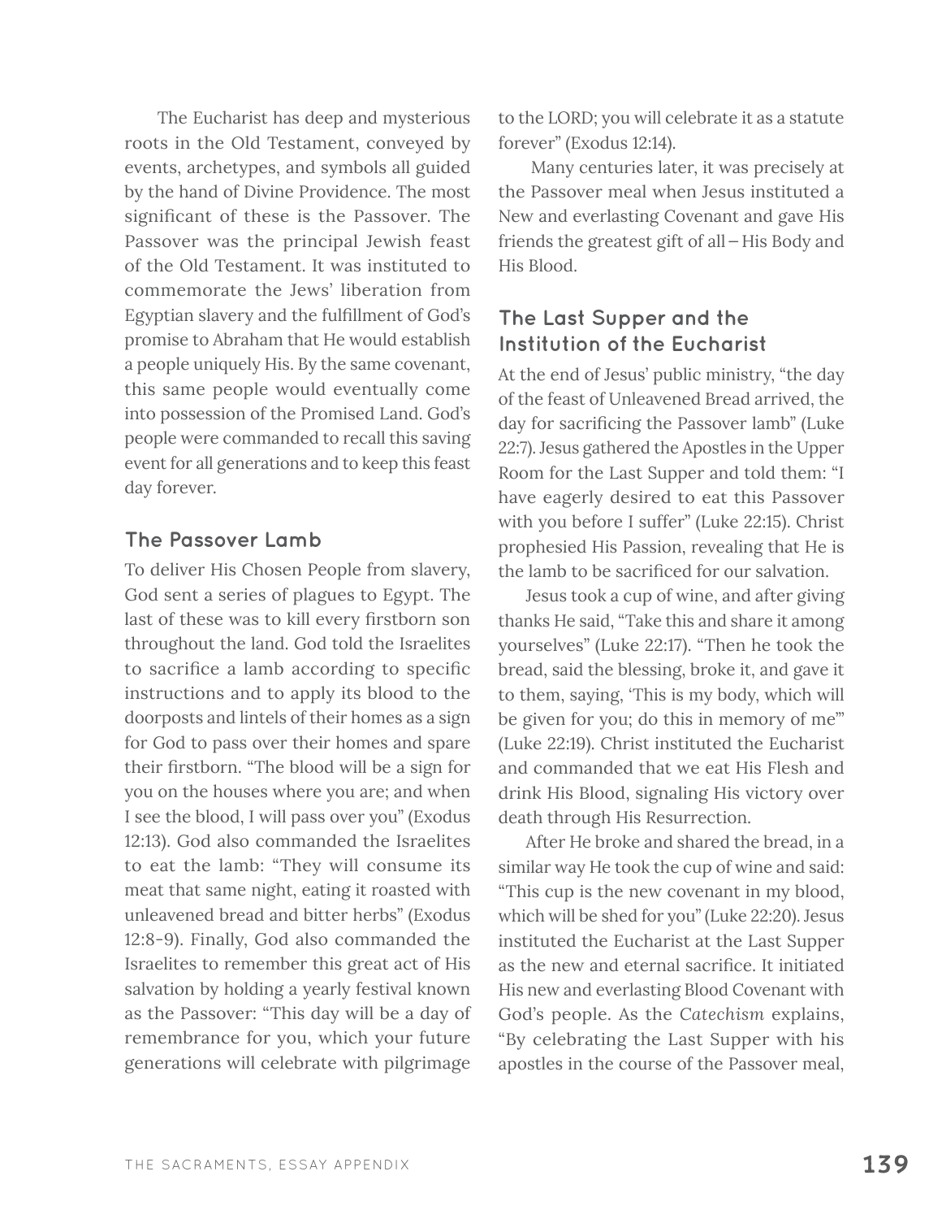The Eucharist has deep and mysterious roots in the Old Testament, conveyed by events, archetypes, and symbols all guided by the hand of Divine Providence. The most significant of these is the Passover. The Passover was the principal Jewish feast of the Old Testament. It was instituted to commemorate the Jews' liberation from Egyptian slavery and the fulfillment of God's promise to Abraham that He would establish a people uniquely His. By the same covenant, this same people would eventually come into possession of the Promised Land. God's people were commanded to recall this saving event for all generations and to keep this feast day forever.

## The Passover Lamb

To deliver His Chosen People from slavery, God sent a series of plagues to Egypt. The last of these was to kill every firstborn son throughout the land. God told the Israelites to sacrifice a lamb according to specific instructions and to apply its blood to the doorposts and lintels of their homes as a sign for God to pass over their homes and spare their firstborn. "The blood will be a sign for you on the houses where you are; and when I see the blood, I will pass over you" (Exodus 12:13). God also commanded the Israelites to eat the lamb: "They will consume its meat that same night, eating it roasted with unleavened bread and bitter herbs" (Exodus 12:8-9). Finally, God also commanded the Israelites to remember this great act of His salvation by holding a yearly festival known as the Passover: "This day will be a day of remembrance for you, which your future generations will celebrate with pilgrimage to the LORD; you will celebrate it as a statute forever" (Exodus 12:14).

Many centuries later, it was precisely at the Passover meal when Jesus instituted a New and everlasting Covenant and gave His friends the greatest gift of all – His Body and His Blood.

## The Last Supper and the Institution of the Eucharist

At the end of Jesus' public ministry, "the day of the feast of Unleavened Bread arrived, the day for sacrificing the Passover lamb" (Luke 22:7). Jesus gathered the Apostles in the Upper Room for the Last Supper and told them: "I have eagerly desired to eat this Passover with you before I suffer" (Luke 22:15). Christ prophesied His Passion, revealing that He is the lamb to be sacrificed for our salvation.

Jesus took a cup of wine, and after giving thanks He said, "Take this and share it among yourselves" (Luke 22:17). "Then he took the bread, said the blessing, broke it, and gave it to them, saying, 'This is my body, which will be given for you; do this in memory of me'" (Luke 22:19). Christ instituted the Eucharist and commanded that we eat His Flesh and drink His Blood, signaling His victory over death through His Resurrection.

After He broke and shared the bread, in a similar way He took the cup of wine and said: "This cup is the new covenant in my blood, which will be shed for you" (Luke 22:20). Jesus instituted the Eucharist at the Last Supper as the new and eternal sacrifice. It initiated His new and everlasting Blood Covenant with God's people. As the *Catechism* explains, "By celebrating the Last Supper with his apostles in the course of the Passover meal,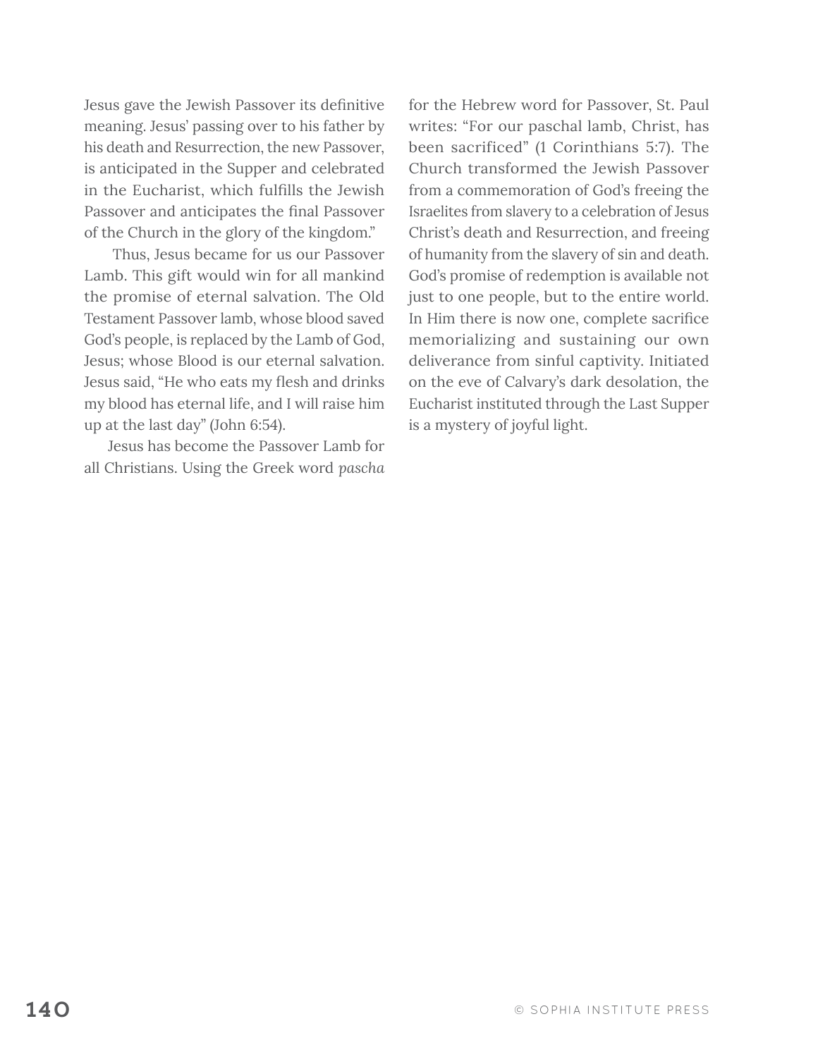Jesus gave the Jewish Passover its definitive meaning. Jesus' passing over to his father by his death and Resurrection, the new Passover, is anticipated in the Supper and celebrated in the Eucharist, which fulfills the Jewish Passover and anticipates the final Passover of the Church in the glory of the kingdom."

Thus, Jesus became for us our Passover Lamb. This gift would win for all mankind the promise of eternal salvation. The Old Testament Passover lamb, whose blood saved God's people, is replaced by the Lamb of God, Jesus; whose Blood is our eternal salvation. Jesus said, "He who eats my flesh and drinks my blood has eternal life, and I will raise him up at the last day" (John 6:54).

Jesus has become the Passover Lamb for all Christians. Using the Greek word *pascha* for the Hebrew word for Passover, St. Paul writes: "For our paschal lamb, Christ, has been sacrificed" (1 Corinthians 5:7). The Church transformed the Jewish Passover from a commemoration of God's freeing the Israelites from slavery to a celebration of Jesus Christ's death and Resurrection, and freeing of humanity from the slavery of sin and death. God's promise of redemption is available not just to one people, but to the entire world. In Him there is now one, complete sacrifice memorializing and sustaining our own deliverance from sinful captivity. Initiated on the eve of Calvary's dark desolation, the Eucharist instituted through the Last Supper is a mystery of joyful light.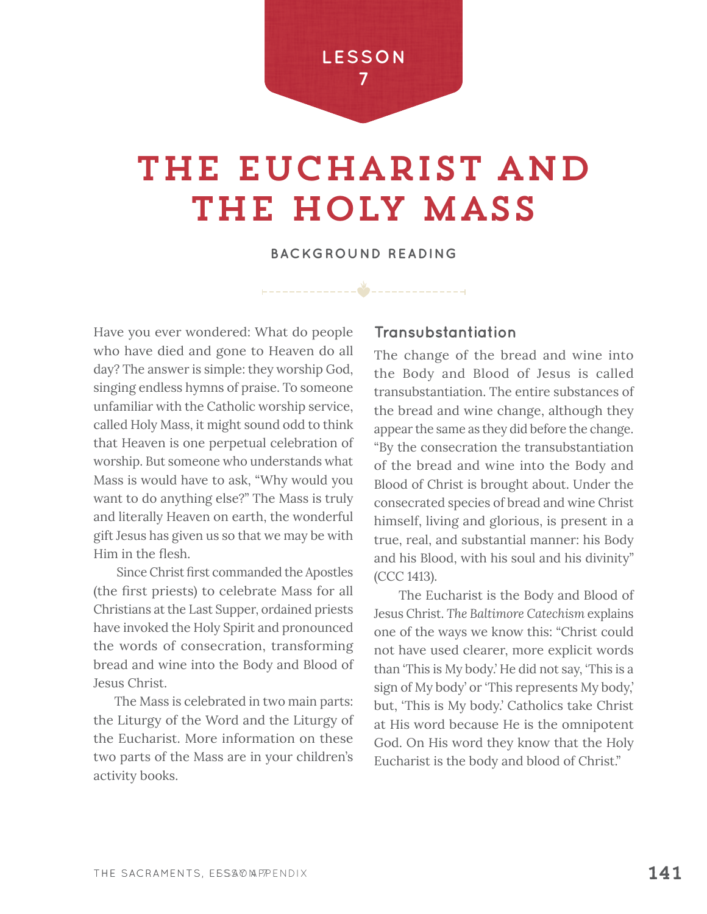LESSON 7

# THE EUCHARIST AND THE HOLY MASS

### BACKGROUND READING

Have you ever wondered: What do people who have died and gone to Heaven do all day? The answer is simple: they worship God, singing endless hymns of praise. To someone unfamiliar with the Catholic worship service, called Holy Mass, it might sound odd to think that Heaven is one perpetual celebration of worship. But someone who understands what Mass is would have to ask, "Why would you want to do anything else?" The Mass is truly and literally Heaven on earth, the wonderful gift Jesus has given us so that we may be with Him in the flesh.

Since Christ first commanded the Apostles (the first priests) to celebrate Mass for all Christians at the Last Supper, ordained priests have invoked the Holy Spirit and pronounced the words of consecration, transforming bread and wine into the Body and Blood of Jesus Christ.

The Mass is celebrated in two main parts: the Liturgy of the Word and the Liturgy of the Eucharist. More information on these two parts of the Mass are in your children's activity books.

## Transubstantiation

The change of the bread and wine into the Body and Blood of Jesus is called transubstantiation. The entire substances of the bread and wine change, although they appear the same as they did before the change. "By the consecration the transubstantiation of the bread and wine into the Body and Blood of Christ is brought about. Under the consecrated species of bread and wine Christ himself, living and glorious, is present in a true, real, and substantial manner: his Body and his Blood, with his soul and his divinity" (CCC 1413).

The Eucharist is the Body and Blood of Jesus Christ. *The Baltimore Catechism* explains one of the ways we know this: "Christ could not have used clearer, more explicit words than 'This is My body.' He did not say, 'This is a sign of My body' or 'This represents My body,' but, 'This is My body.' Catholics take Christ at His word because He is the omnipotent God. On His word they know that the Holy Eucharist is the body and blood of Christ."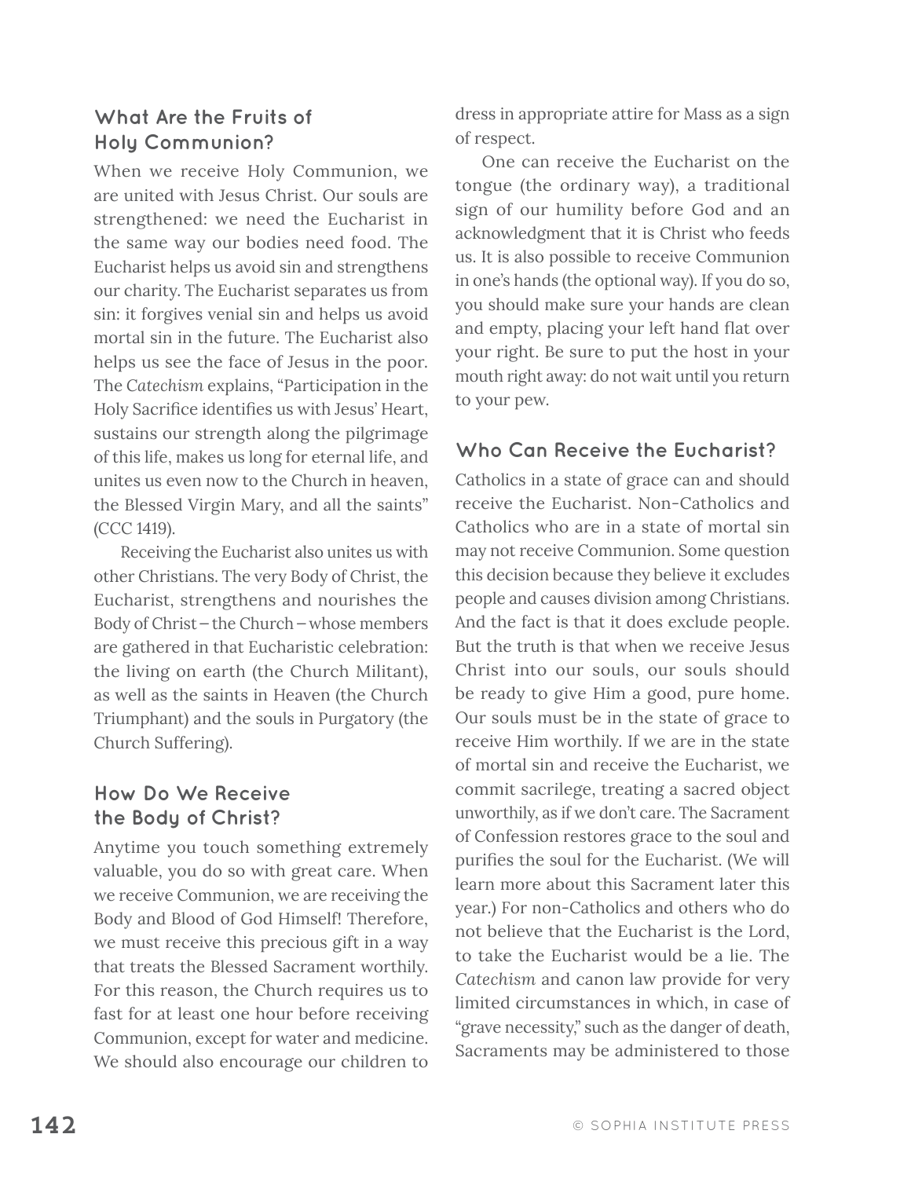### What Are the Fruits of Holy Communion?

When we receive Holy Communion, we are united with Jesus Christ. Our souls are strengthened: we need the Eucharist in the same way our bodies need food. The Eucharist helps us avoid sin and strengthens our charity. The Eucharist separates us from sin: it forgives venial sin and helps us avoid mortal sin in the future. The Eucharist also helps us see the face of Jesus in the poor. The *Catechism* explains, "Participation in the Holy Sacrifice identifies us with Jesus' Heart, sustains our strength along the pilgrimage of this life, makes us long for eternal life, and unites us even now to the Church in heaven, the Blessed Virgin Mary, and all the saints" (CCC 1419).

Receiving the Eucharist also unites us with other Christians. The very Body of Christ, the Eucharist, strengthens and nourishes the Body of Christ—the Church—whose members are gathered in that Eucharistic celebration: the living on earth (the Church Militant), as well as the saints in Heaven (the Church Triumphant) and the souls in Purgatory (the Church Suffering).

### How Do We Receive the Body of Christ?

Anytime you touch something extremely valuable, you do so with great care. When we receive Communion, we are receiving the Body and Blood of God Himself! Therefore, we must receive this precious gift in a way that treats the Blessed Sacrament worthily. For this reason, the Church requires us to fast for at least one hour before receiving Communion, except for water and medicine. We should also encourage our children to dress in appropriate attire for Mass as a sign of respect.

One can receive the Eucharist on the tongue (the ordinary way), a traditional sign of our humility before God and an acknowledgment that it is Christ who feeds us. It is also possible to receive Communion in one's hands (the optional way). If you do so, you should make sure your hands are clean and empty, placing your left hand flat over your right. Be sure to put the host in your mouth right away: do not wait until you return to your pew.

### Who Can Receive the Eucharist?

Catholics in a state of grace can and should receive the Eucharist. Non-Catholics and Catholics who are in a state of mortal sin may not receive Communion. Some question this decision because they believe it excludes people and causes division among Christians. And the fact is that it does exclude people. But the truth is that when we receive Jesus Christ into our souls, our souls should be ready to give Him a good, pure home. Our souls must be in the state of grace to receive Him worthily. If we are in the state of mortal sin and receive the Eucharist, we commit sacrilege, treating a sacred object unworthily, as if we don't care. The Sacrament of Confession restores grace to the soul and purifies the soul for the Eucharist. (We will learn more about this Sacrament later this year.) For non-Catholics and others who do not believe that the Eucharist is the Lord, to take the Eucharist would be a lie. The *Catechism* and canon law provide for very limited circumstances in which, in case of "grave necessity," such as the danger of death, Sacraments may be administered to those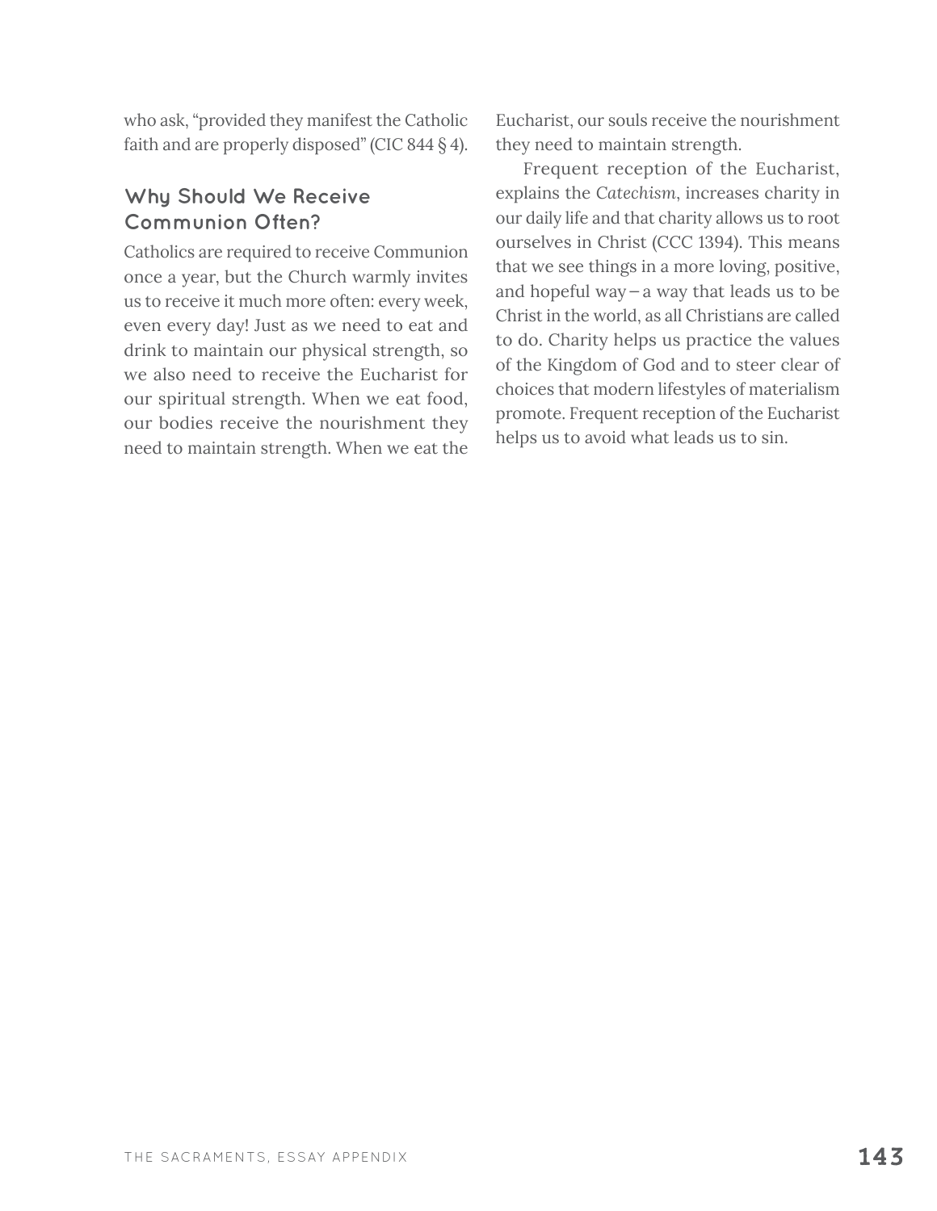who ask, "provided they manifest the Catholic faith and are properly disposed" (CIC 844 § 4).

## Why Should We Receive Communion Often?

Catholics are required to receive Communion once a year, but the Church warmly invites us to receive it much more often: every week, even every day! Just as we need to eat and drink to maintain our physical strength, so we also need to receive the Eucharist for our spiritual strength. When we eat food, our bodies receive the nourishment they need to maintain strength. When we eat the Eucharist, our souls receive the nourishment they need to maintain strength.

Frequent reception of the Eucharist, explains the *Catechism*, increases charity in our daily life and that charity allows us to root ourselves in Christ (CCC 1394). This means that we see things in a more loving, positive, and hopeful way – a way that leads us to be Christ in the world, as all Christians are called to do. Charity helps us practice the values of the Kingdom of God and to steer clear of choices that modern lifestyles of materialism promote. Frequent reception of the Eucharist helps us to avoid what leads us to sin.